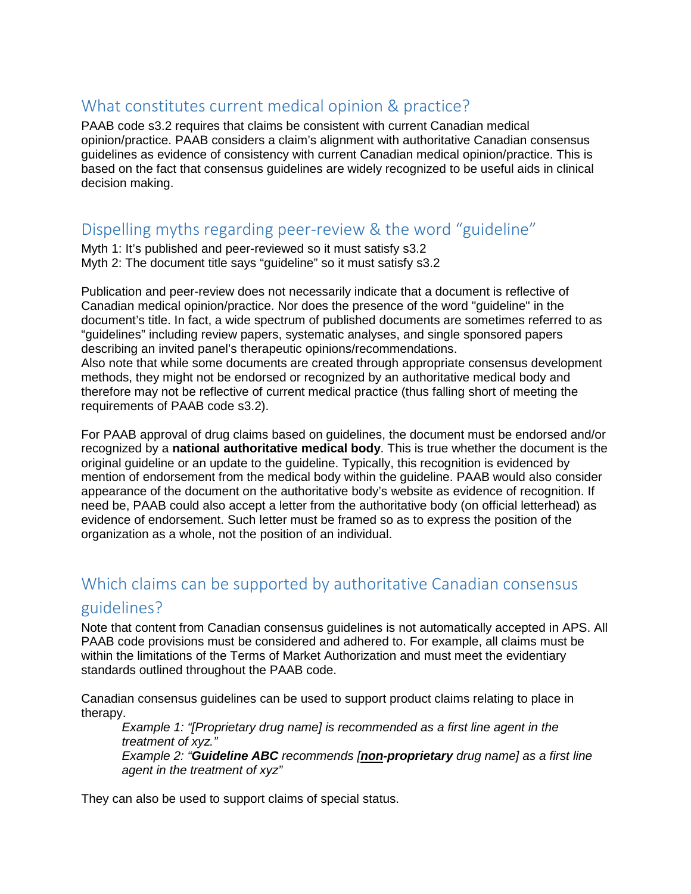## What constitutes current medical opinion & practice?

PAAB code s3.2 requires that claims be consistent with current Canadian medical opinion/practice. PAAB considers a claim's alignment with authoritative Canadian consensus guidelines as evidence of consistency with current Canadian medical opinion/practice. This is based on the fact that consensus guidelines are widely recognized to be useful aids in clinical decision making.

## Dispelling myths regarding peer-review & the word "guideline"

Myth 1: It's published and peer-reviewed so it must satisfy s3.2
Myth 2: The document title says "guideline" so it must satisfy s3.2

Publication and peer-review does not necessarily indicate that a document is reflective of Canadian medical opinion/practice. Nor does the presence of the word "guideline" in the document's title. In fact, a wide spectrum of published documents are sometimes referred to as "guidelines" including review papers, systematic analyses, and single sponsored papers describing an invited panel's therapeutic opinions/recommendations.
Also note that while some documents are created through appropriate consensus development methods, they might not be endorsed or recognized by an authoritative medical body and therefore may not be reflective of current medical practice (thus falling short of meeting the requirements of PAAB code s3.2).

For PAAB approval of drug claims based on guidelines, the document must be endorsed and/or recognized by a **national authoritative medical body**. This is true whether the document is the original guideline or an update to the guideline. Typically, this recognition is evidenced by mention of endorsement from the medical body within the guideline. PAAB would also consider appearance of the document on the authoritative body's website as evidence of recognition. If need be, PAAB could also accept a letter from the authoritative body (on official letterhead) as evidence of endorsement. Such letter must be framed so as to express the position of the organization as a whole, not the position of an individual.

## Which claims can be supported by authoritative Canadian consensus guidelines?

Note that content from Canadian consensus guidelines is not automatically accepted in APS. All PAAB code provisions must be considered and adhered to. For example, all claims must be within the limitations of the Terms of Market Authorization and must meet the evidentiary standards outlined throughout the PAAB code.

Canadian consensus guidelines can be used to support product claims relating to place in therapy.

> *Example 1: "[Proprietary drug name] is recommended as a first line agent in the treatment of xyz."*
> *Example 2: "**Guideline ABC** recommends [<u>**non**</u>**-proprietary** drug name] as a first line agent in the treatment of xyz"*

They can also be used to support claims of special status.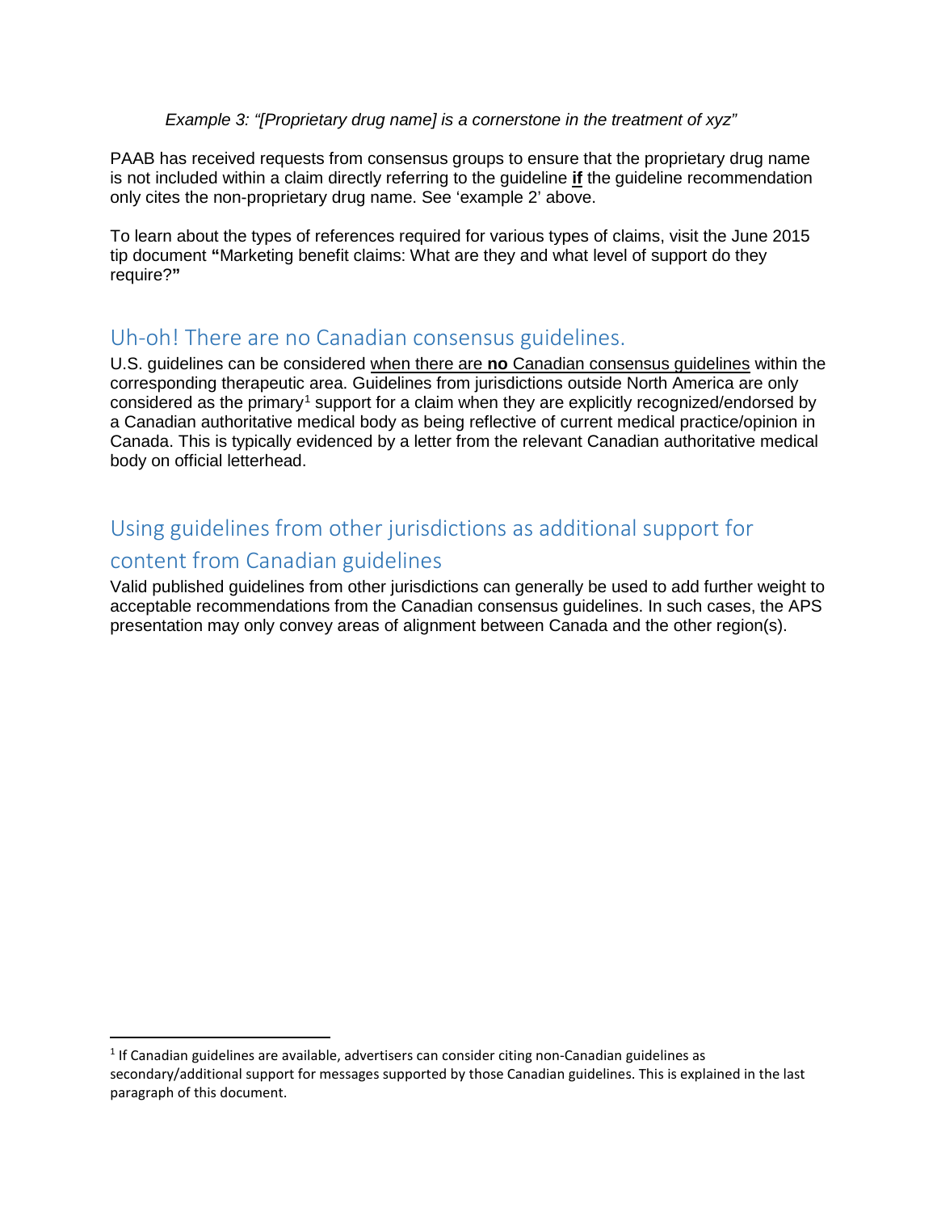*Example 3: "[Proprietary drug name] is a cornerstone in the treatment of xyz"*

PAAB has received requests from consensus groups to ensure that the proprietary drug name is not included within a claim directly referring to the guideline **if** the guideline recommendation only cites the non-proprietary drug name. See 'example 2' above.

To learn about the types of references required for various types of claims, visit the June 2015 tip document **"**Marketing benefit claims: What are they and what level of support do they require?**"**

## Uh-oh! There are no Canadian consensus guidelines.

U.S. guidelines can be considered when there are **no** Canadian consensus guidelines within the corresponding therapeutic area. Guidelines from jurisdictions outside North America are only considered as the primary[1] support for a claim when they are explicitly recognized/endorsed by a Canadian authoritative medical body as being reflective of current medical practice/opinion in Canada. This is typically evidenced by a letter from the relevant Canadian authoritative medical body on official letterhead.

## Using guidelines from other jurisdictions as additional support for content from Canadian guidelines

Valid published guidelines from other jurisdictions can generally be used to add further weight to acceptable recommendations from the Canadian consensus guidelines. In such cases, the APS presentation may only convey areas of alignment between Canada and the other region(s).

---

[1] If Canadian guidelines are available, advertisers can consider citing non-Canadian guidelines as secondary/additional support for messages supported by those Canadian guidelines. This is explained in the last paragraph of this document.